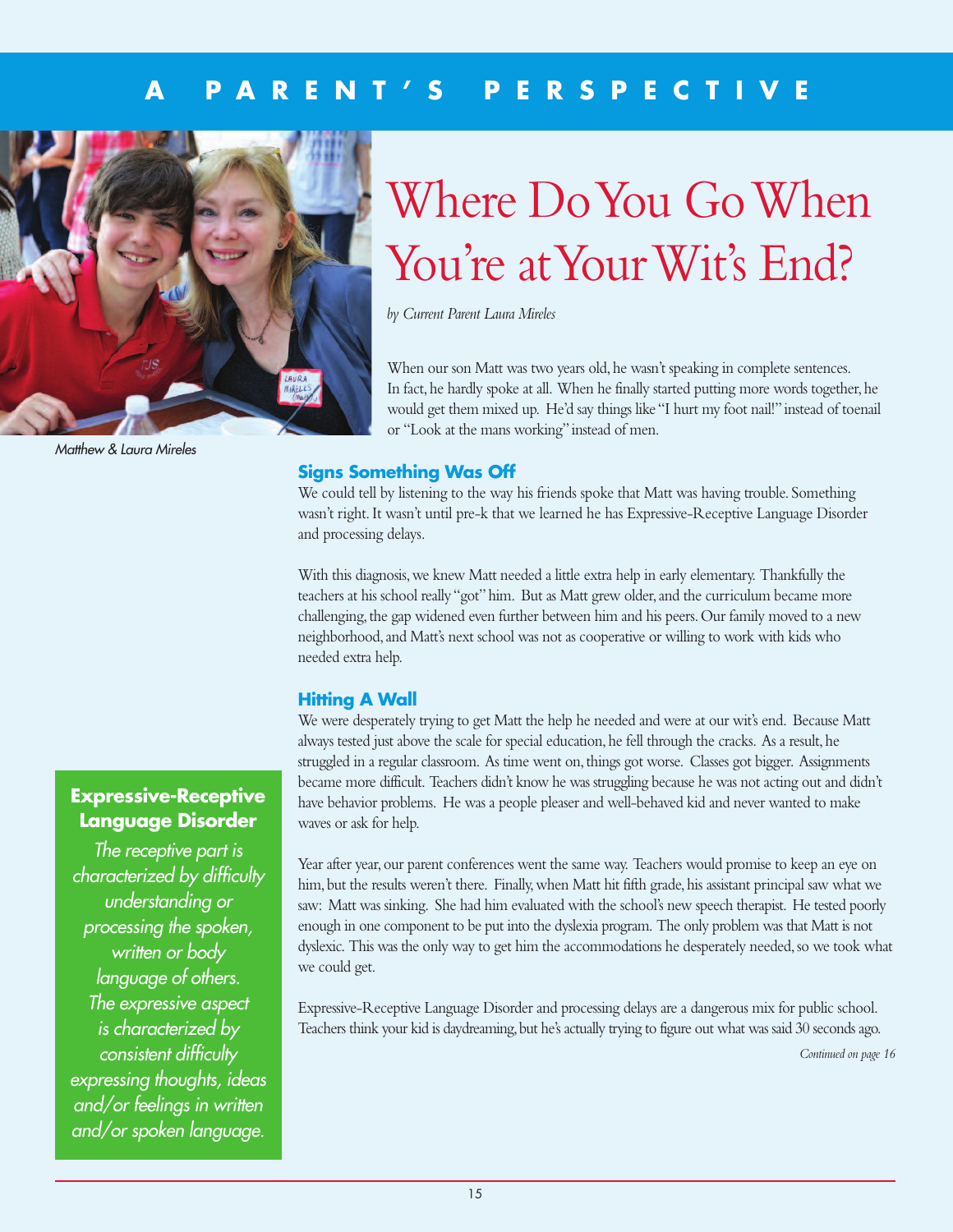A PARENT'S PERSPECTIVE

# Where Do You Go When You're at Your Wit's End?

*by Current Parent Laura Mireles*

*Matthew & Laura Mireles*

When our son Matt was two years old, he wasn't speaking in complete sentences. In fact, he hardly spoke at all. When he finally started putting more words together, he would get them mixed up. He'd say things like "I hurt my foot nail!" instead of toenail or "Look at the mans working" instead of men.

## Signs Something Was Off

We could tell by listening to the way his friends spoke that Matt was having trouble. Something wasn't right. It wasn't until pre-k that we learned he has Expressive-Receptive Language Disorder and processing delays.

With this diagnosis, we knew Matt needed a little extra help in early elementary. Thankfully the teachers at his school really "got" him. But as Matt grew older, and the curriculum became more challenging, the gap widened even further between him and his peers. Our family moved to a new neighborhood, and Matt's next school was not as cooperative or willing to work with kids who needed extra help.

## Hitting A Wall

We were desperately trying to get Matt the help he needed and were at our wit's end. Because Matt always tested just above the scale for special education, he fell through the cracks. As a result, he struggled in a regular classroom. As time went on, things got worse. Classes got bigger. Assignments became more difficult. Teachers didn't know he was struggling because he was not acting out and didn't have behavior problems. He was a people pleaser and well-behaved kid and never wanted to make waves or ask for help.

Year after year, our parent conferences went the same way. Teachers would promise to keep an eye on him, but the results weren't there. Finally, when Matt hit fifth grade, his assistant principal saw what we saw: Matt was sinking. She had him evaluated with the school's new speech therapist. He tested poorly enough in one component to be put into the dyslexia program. The only problem was that Matt is not dyslexic. This was the only way to get him the accommodations he desperately needed, so we took what we could get.

Expressive-Receptive Language Disorder and processing delays are a dangerous mix for public school. Teachers think your kid is daydreaming, but he's actually trying to figure out what was said 30 seconds ago.

*Continued on page 16*

**Expressive-Receptive Language Disorder**

*The receptive part is characterized by difficulty understanding or processing the spoken, written or body language of others. The expressive aspect is characterized by consistent difficulty expressing thoughts, ideas and/or feelings in written and/or spoken language.*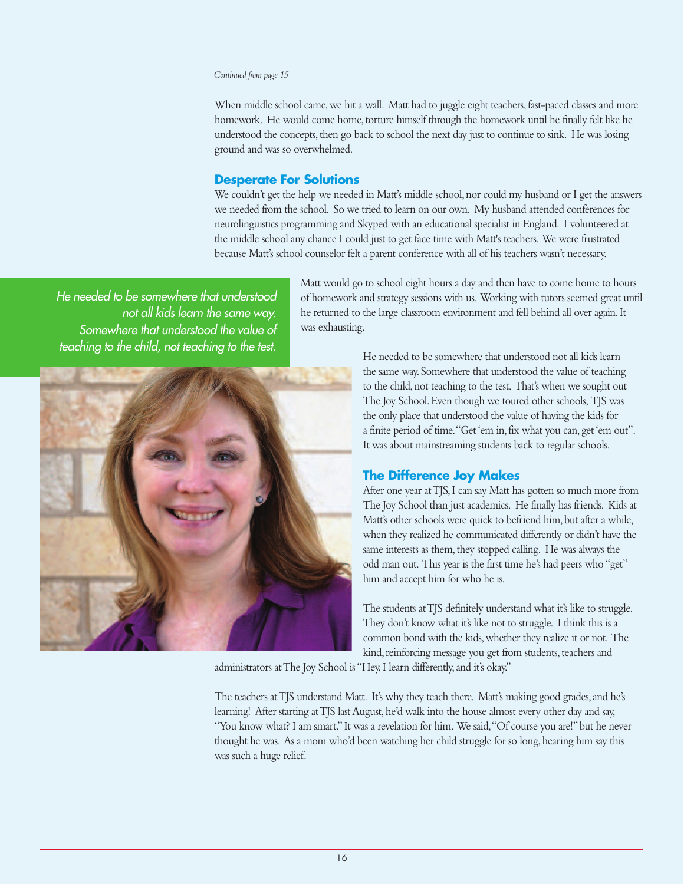*Continued from page 15*

When middle school came, we hit a wall. Matt had to juggle eight teachers, fast-paced classes and more homework. He would come home, torture himself through the homework until he finally felt like he understood the concepts, then go back to school the next day just to continue to sink. He was losing ground and was so overwhelmed.

## Desperate For Solutions

We couldn't get the help we needed in Matt's middle school, nor could my husband or I get the answers we needed from the school. So we tried to learn on our own. My husband attended conferences for neurolinguistics programming and Skyped with an educational specialist in England. I volunteered at the middle school any chance I could just to get face time with Matt's teachers. We were frustrated because Matt's school counselor felt a parent conference with all of his teachers wasn't necessary.

*He needed to be somewhere that understood not all kids learn the same way. Somewhere that understood the value of teaching to the child, not teaching to the test.*

Matt would go to school eight hours a day and then have to come home to hours of homework and strategy sessions with us. Working with tutors seemed great until he returned to the large classroom environment and fell behind all over again. It was exhausting.

He needed to be somewhere that understood not all kids learn the same way. Somewhere that understood the value of teaching to the child, not teaching to the test. That's when we sought out The Joy School. Even though we toured other schools, TJS was the only place that understood the value of having the kids for a finite period of time. "Get 'em in, fix what you can, get 'em out". It was about mainstreaming students back to regular schools.

## The Difference Joy Makes

After one year at TJS, I can say Matt has gotten so much more from The Joy School than just academics. He finally has friends. Kids at Matt's other schools were quick to befriend him, but after a while, when they realized he communicated differently or didn't have the same interests as them, they stopped calling. He was always the odd man out. This year is the first time he's had peers who "get" him and accept him for who he is.

The students at TJS definitely understand what it's like to struggle. They don't know what it's like not to struggle. I think this is a common bond with the kids, whether they realize it or not. The kind, reinforcing message you get from students, teachers and administrators at The Joy School is "Hey, I learn differently, and it's okay."

The teachers at TJS understand Matt. It's why they teach there. Matt's making good grades, and he's learning! After starting at TJS last August, he'd walk into the house almost every other day and say, "You know what? I am smart." It was a revelation for him. We said, "Of course you are!" but he never thought he was. As a mom who'd been watching her child struggle for so long, hearing him say this was such a huge relief.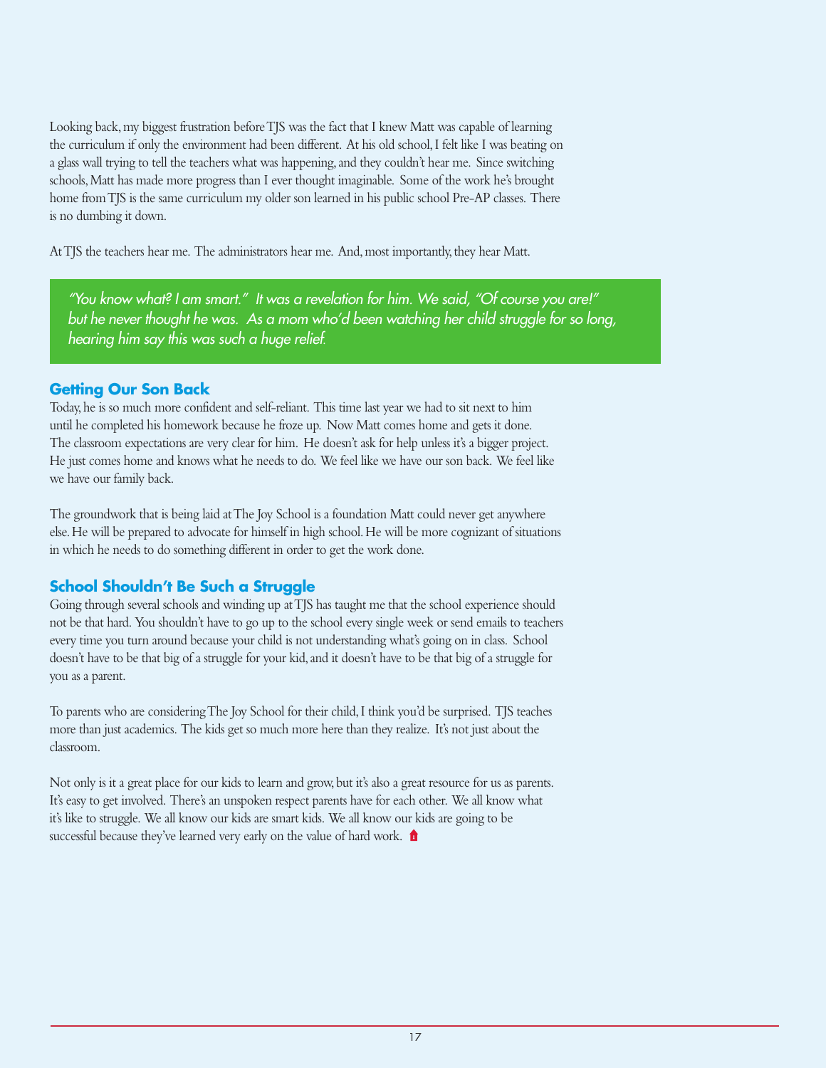Looking back, my biggest frustration before TJS was the fact that I knew Matt was capable of learning the curriculum if only the environment had been different. At his old school, I felt like I was beating on a glass wall trying to tell the teachers what was happening, and they couldn't hear me. Since switching schools, Matt has made more progress than I ever thought imaginable. Some of the work he's brought home from TJS is the same curriculum my older son learned in his public school Pre-AP classes. There is no dumbing it down.

At TJS the teachers hear me. The administrators hear me. And, most importantly, they hear Matt.

> *"You know what? I am smart." It was a revelation for him. We said, "Of course you are!" but he never thought he was. As a mom who'd been watching her child struggle for so long, hearing him say this was such a huge relief.*

## Getting Our Son Back

Today, he is so much more confident and self-reliant. This time last year we had to sit next to him until he completed his homework because he froze up. Now Matt comes home and gets it done. The classroom expectations are very clear for him. He doesn't ask for help unless it's a bigger project. He just comes home and knows what he needs to do. We feel like we have our son back. We feel like we have our family back.

The groundwork that is being laid at The Joy School is a foundation Matt could never get anywhere else. He will be prepared to advocate for himself in high school. He will be more cognizant of situations in which he needs to do something different in order to get the work done.

## School Shouldn't Be Such a Struggle

Going through several schools and winding up at TJS has taught me that the school experience should not be that hard. You shouldn't have to go up to the school every single week or send emails to teachers every time you turn around because your child is not understanding what's going on in class. School doesn't have to be that big of a struggle for your kid, and it doesn't have to be that big of a struggle for you as a parent.

To parents who are considering The Joy School for their child, I think you'd be surprised. TJS teaches more than just academics. The kids get so much more here than they realize. It's not just about the classroom.

Not only is it a great place for our kids to learn and grow, but it's also a great resource for us as parents. It's easy to get involved. There's an unspoken respect parents have for each other. We all know what it's like to struggle. We all know our kids are smart kids. We all know our kids are going to be successful because they've learned very early on the value of hard work.